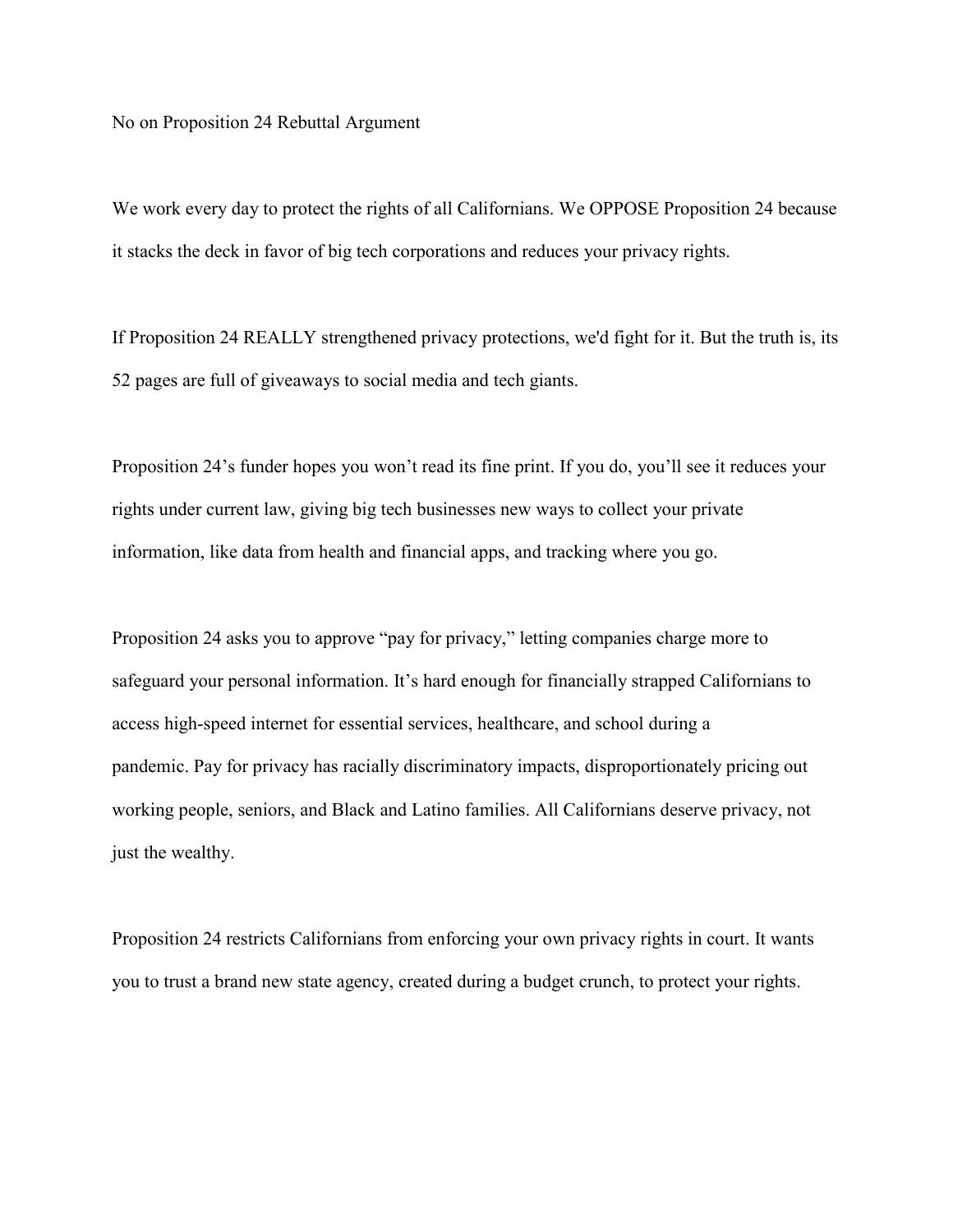# No on Proposition 24 Rebuttal Argument

We work every day to protect the rights of all Californians. We OPPOSE Proposition 24 because it stacks the deck in favor of big tech corporations and reduces your privacy rights.

If Proposition 24 REALLY strengthened privacy protections, we'd fight for it. But the truth is, its 52 pages are full of giveaways to social media and tech giants.

Proposition 24's funder hopes you won't read its fine print. If you do, you'll see it reduces your rights under current law, giving big tech businesses new ways to collect your private information, like data from health and financial apps, and tracking where you go.

Proposition 24 asks you to approve "pay for privacy," letting companies charge more to safeguard your personal information. It's hard enough for financially strapped Californians to access high-speed internet for essential services, healthcare, and school during a pandemic. Pay for privacy has racially discriminatory impacts, disproportionately pricing out working people, seniors, and Black and Latino families. All Californians deserve privacy, not just the wealthy.

Proposition 24 restricts Californians from enforcing your own privacy rights in court. It wants you to trust a brand new state agency, created during a budget crunch, to protect your rights.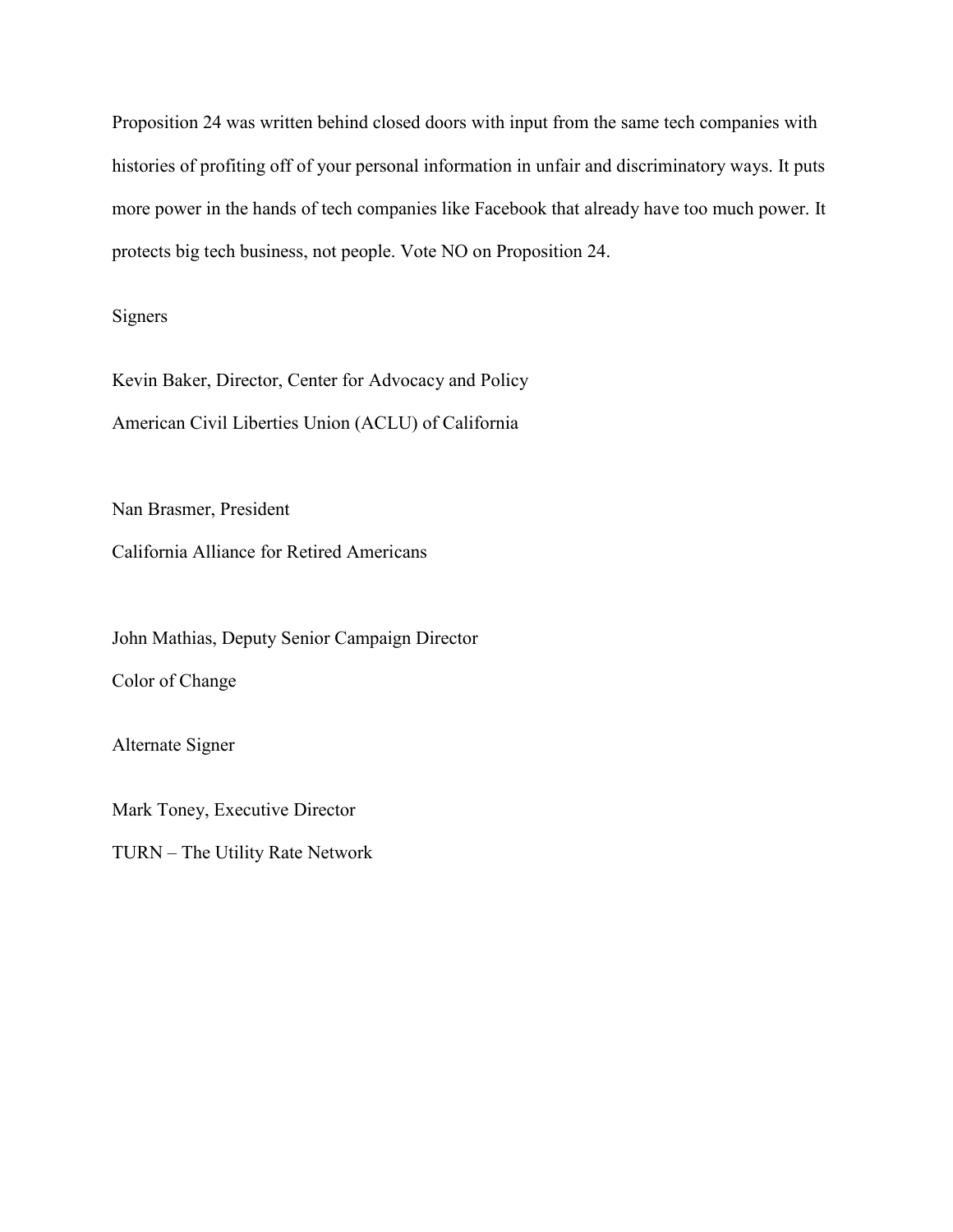Proposition 24 was written behind closed doors with input from the same tech companies with histories of profiting off of your personal information in unfair and discriminatory ways. It puts more power in the hands of tech companies like Facebook that already have too much power. It protects big tech business, not people. Vote NO on Proposition 24.

Signers

Kevin Baker, Director, Center for Advocacy and Policy
American Civil Liberties Union (ACLU) of California

Nan Brasmer, President
California Alliance for Retired Americans

John Mathias, Deputy Senior Campaign Director
Color of Change

Alternate Signer

Mark Toney, Executive Director
TURN – The Utility Rate Network